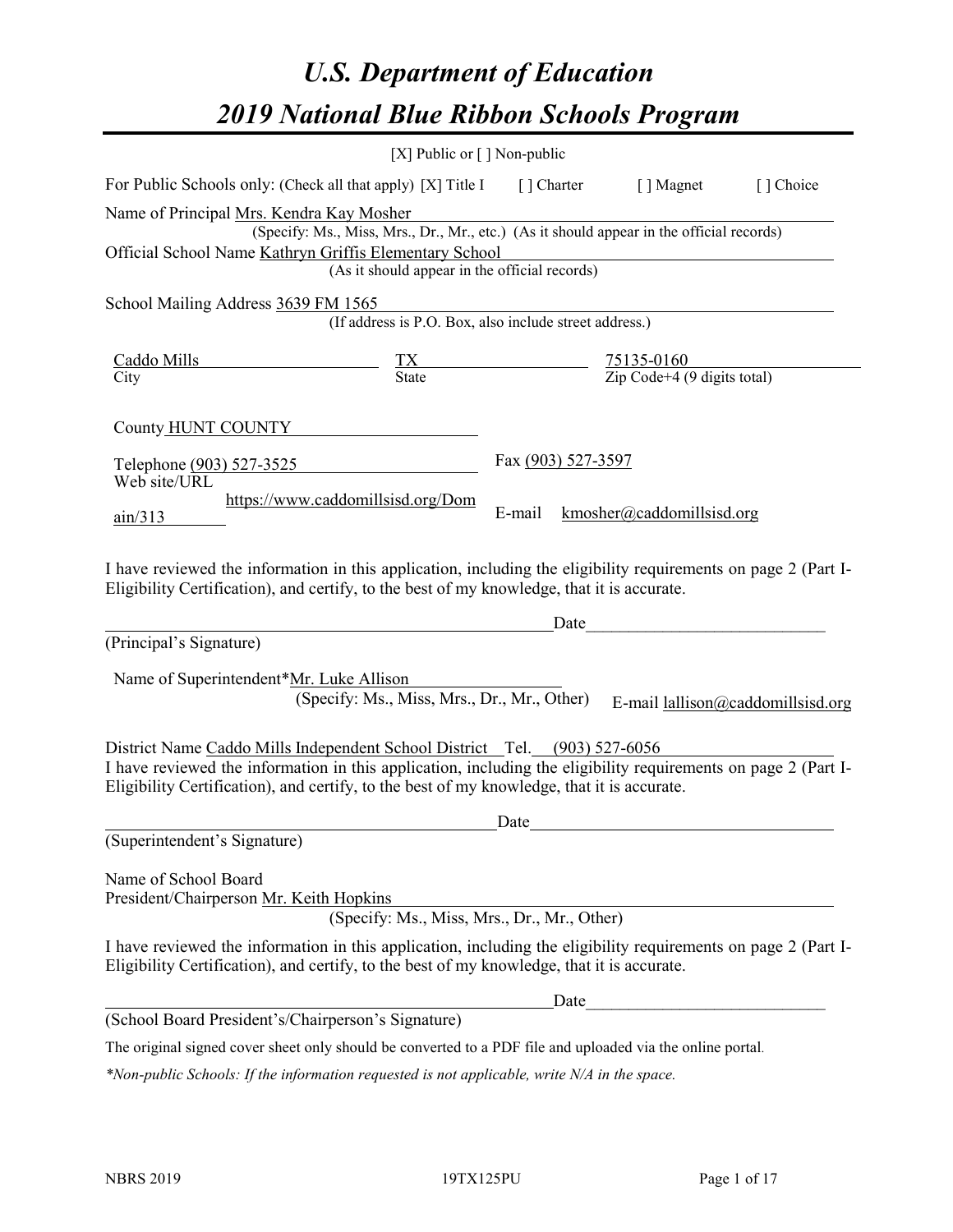# *U.S. Department of Education*

# *2019 National Blue Ribbon Schools Program*

[X] Public or [ ] Non-public

For Public Schools only: (Check all that apply) [X] Title I [ ] Charter [ ] Magnet [ ] Choice

Name of Principal Mrs. Kendra Kay Mosher

(Specify: Ms., Miss, Mrs., Dr., Mr., etc.) (As it should appear in the official records)

Official School Name Kathryn Griffis Elementary School

(As it should appear in the official records)

School Mailing Address 3639 FM 1565

(If address is P.O. Box, also include street address.)

| Caddo Mills | TX | 75135-0160 |
|---|---|---|
| City | State | Zip Code+4 (9 digits total) |

County HUNT COUNTY

Telephone (903) 527-3525 Fax (903) 527-3597

Web site/URL https://www.caddomillsisd.org/Domain/313 E-mail kmosher@caddomillsisd.org

I have reviewed the information in this application, including the eligibility requirements on page 2 (Part I-Eligibility Certification), and certify, to the best of my knowledge, that it is accurate.

_______________________________________ Date_______________________

(Principal's Signature)

Name of Superintendent*Mr. Luke Allison

(Specify: Ms., Miss, Mrs., Dr., Mr., Other) E-mail lallison@caddomillsisd.org

District Name Caddo Mills Independent School District Tel. (903) 527-6056

I have reviewed the information in this application, including the eligibility requirements on page 2 (Part I-Eligibility Certification), and certify, to the best of my knowledge, that it is accurate.

_______________________________________ Date_______________________

(Superintendent's Signature)

Name of School Board President/Chairperson Mr. Keith Hopkins

(Specify: Ms., Miss, Mrs., Dr., Mr., Other)

I have reviewed the information in this application, including the eligibility requirements on page 2 (Part I-Eligibility Certification), and certify, to the best of my knowledge, that it is accurate.

_______________________________________ Date_______________________

(School Board President's/Chairperson's Signature)

The original signed cover sheet only should be converted to a PDF file and uploaded via the online portal.

*\*Non-public Schools: If the information requested is not applicable, write N/A in the space.*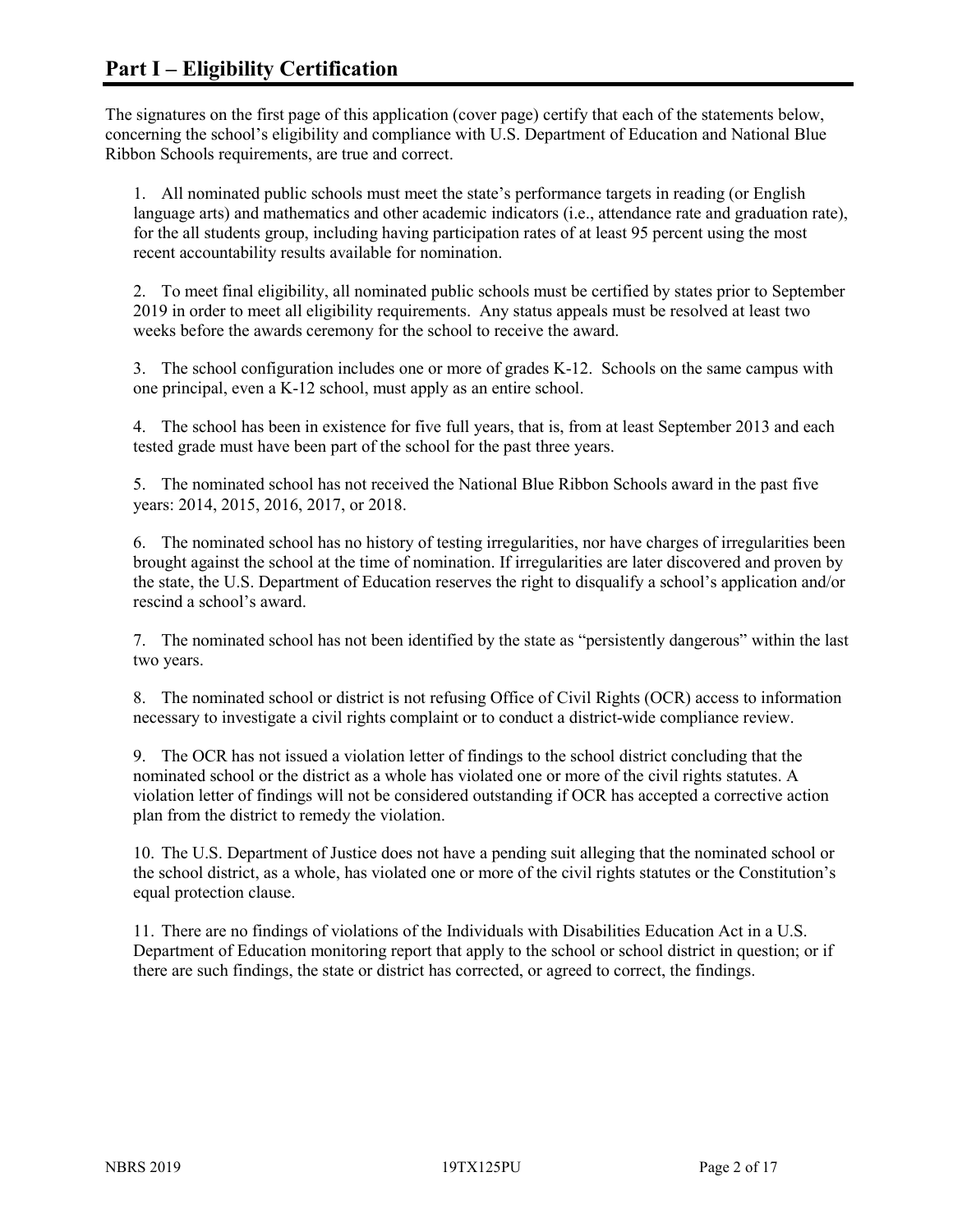## Part I – Eligibility Certification

The signatures on the first page of this application (cover page) certify that each of the statements below, concerning the school's eligibility and compliance with U.S. Department of Education and National Blue Ribbon Schools requirements, are true and correct.

1. All nominated public schools must meet the state's performance targets in reading (or English language arts) and mathematics and other academic indicators (i.e., attendance rate and graduation rate), for the all students group, including having participation rates of at least 95 percent using the most recent accountability results available for nomination.

2. To meet final eligibility, all nominated public schools must be certified by states prior to September 2019 in order to meet all eligibility requirements. Any status appeals must be resolved at least two weeks before the awards ceremony for the school to receive the award.

3. The school configuration includes one or more of grades K-12. Schools on the same campus with one principal, even a K-12 school, must apply as an entire school.

4. The school has been in existence for five full years, that is, from at least September 2013 and each tested grade must have been part of the school for the past three years.

5. The nominated school has not received the National Blue Ribbon Schools award in the past five years: 2014, 2015, 2016, 2017, or 2018.

6. The nominated school has no history of testing irregularities, nor have charges of irregularities been brought against the school at the time of nomination. If irregularities are later discovered and proven by the state, the U.S. Department of Education reserves the right to disqualify a school's application and/or rescind a school's award.

7. The nominated school has not been identified by the state as "persistently dangerous" within the last two years.

8. The nominated school or district is not refusing Office of Civil Rights (OCR) access to information necessary to investigate a civil rights complaint or to conduct a district-wide compliance review.

9. The OCR has not issued a violation letter of findings to the school district concluding that the nominated school or the district as a whole has violated one or more of the civil rights statutes. A violation letter of findings will not be considered outstanding if OCR has accepted a corrective action plan from the district to remedy the violation.

10. The U.S. Department of Justice does not have a pending suit alleging that the nominated school or the school district, as a whole, has violated one or more of the civil rights statutes or the Constitution's equal protection clause.

11. There are no findings of violations of the Individuals with Disabilities Education Act in a U.S. Department of Education monitoring report that apply to the school or school district in question; or if there are such findings, the state or district has corrected, or agreed to correct, the findings.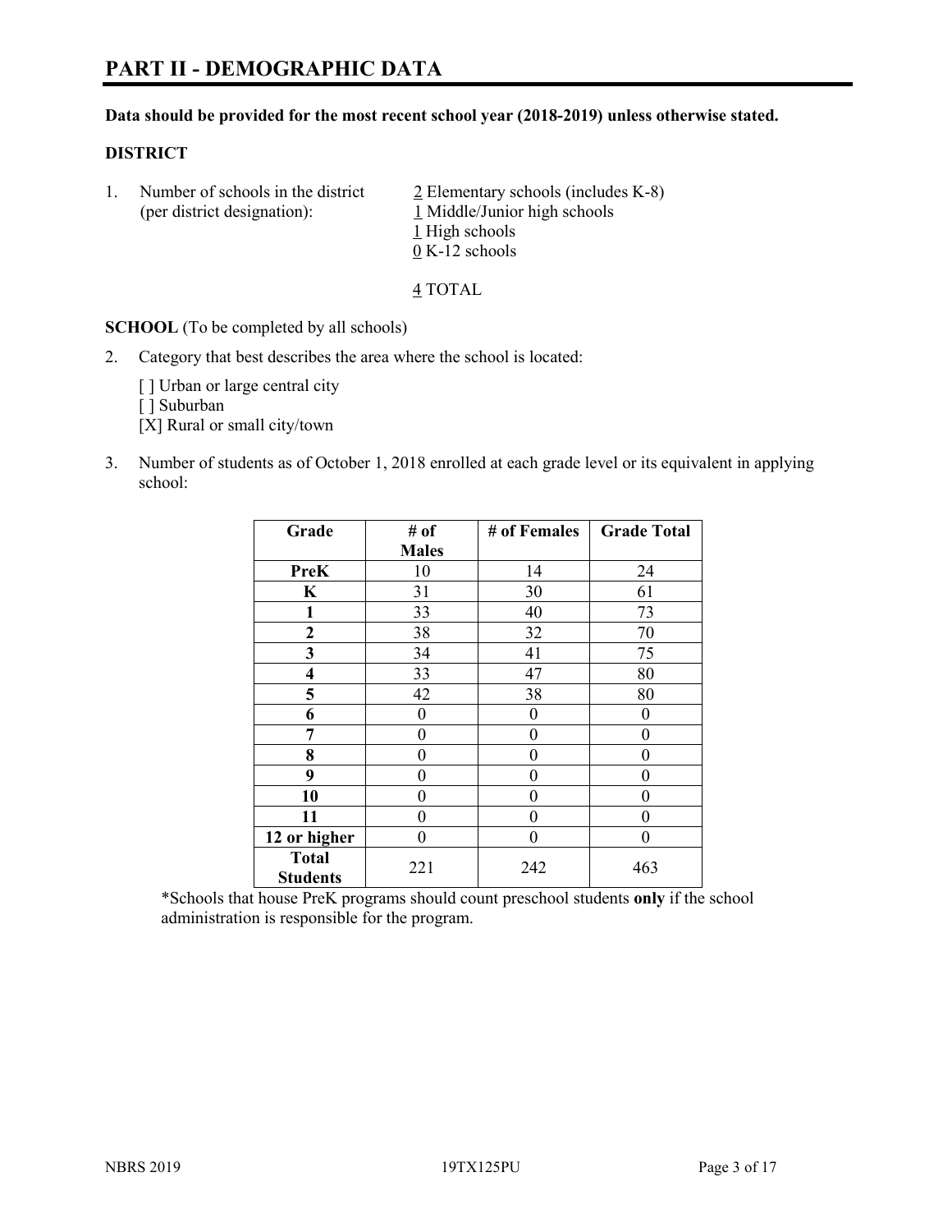# PART II - DEMOGRAPHIC DATA

**Data should be provided for the most recent school year (2018-2019) unless otherwise stated.**

**DISTRICT**

1. Number of schools in the district (per district designation):
   2 Elementary schools (includes K-8)
   1 Middle/Junior high schools
   1 High schools
   0 K-12 schools

   4 TOTAL

**SCHOOL** (To be completed by all schools)

2. Category that best describes the area where the school is located:

   [ ] Urban or large central city
   [ ] Suburban
   [X] Rural or small city/town

3. Number of students as of October 1, 2018 enrolled at each grade level or its equivalent in applying school:

| Grade | # of Males | # of Females | Grade Total |
|---|---|---|---|
| **PreK** | 10 | 14 | 24 |
| **K** | 31 | 30 | 61 |
| **1** | 33 | 40 | 73 |
| **2** | 38 | 32 | 70 |
| **3** | 34 | 41 | 75 |
| **4** | 33 | 47 | 80 |
| **5** | 42 | 38 | 80 |
| **6** | 0 | 0 | 0 |
| **7** | 0 | 0 | 0 |
| **8** | 0 | 0 | 0 |
| **9** | 0 | 0 | 0 |
| **10** | 0 | 0 | 0 |
| **11** | 0 | 0 | 0 |
| **12 or higher** | 0 | 0 | 0 |
| **Total Students** | 221 | 242 | 463 |

*Schools that house PreK programs should count preschool students **only** if the school administration is responsible for the program.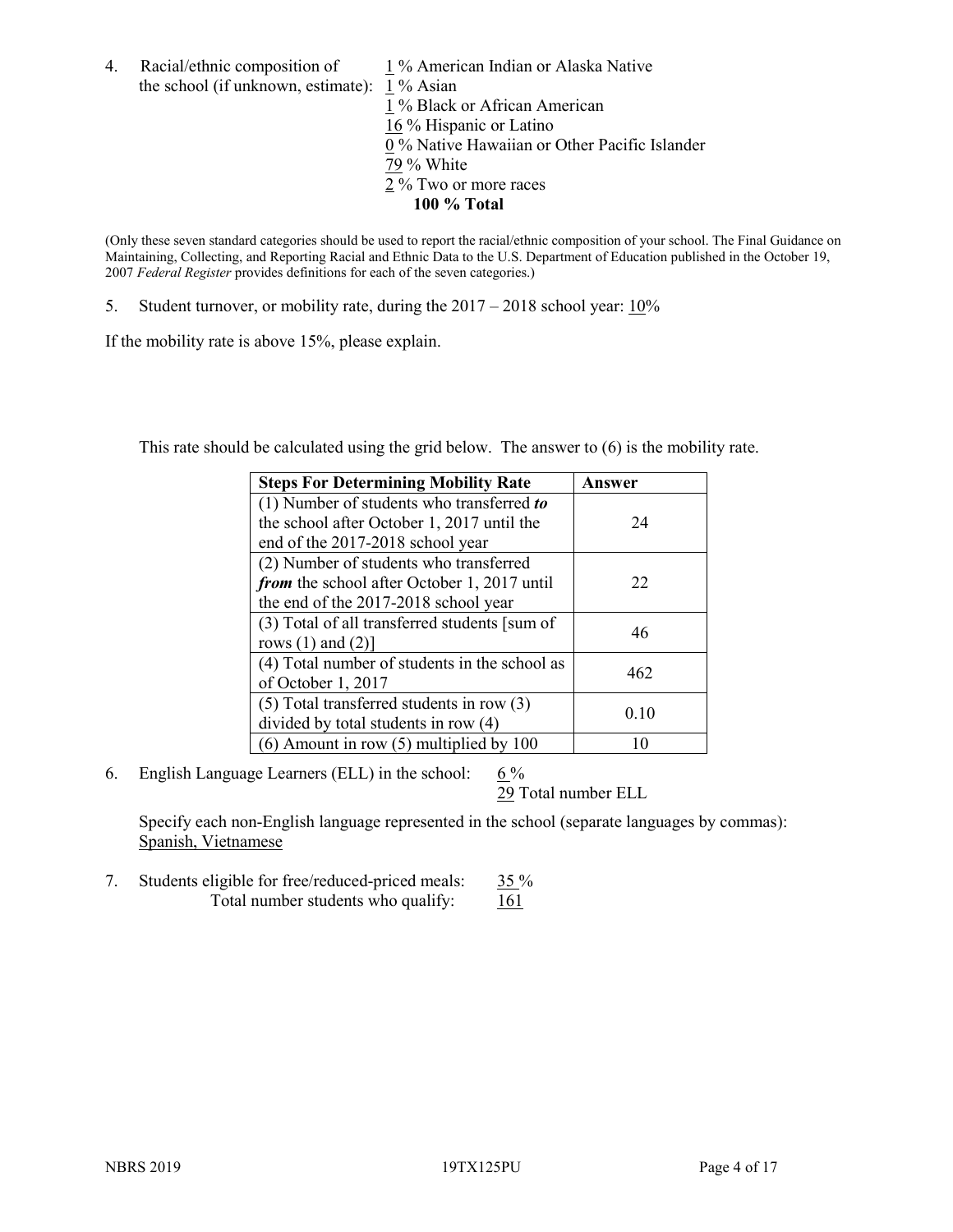4. Racial/ethnic composition of the school (if unknown, estimate):
   1 % American Indian or Alaska Native
   1 % Asian
   1 % Black or African American
   16 % Hispanic or Latino
   0 % Native Hawaiian or Other Pacific Islander
   79 % White
   2 % Two or more races
   **100 % Total**

(Only these seven standard categories should be used to report the racial/ethnic composition of your school. The Final Guidance on Maintaining, Collecting, and Reporting Racial and Ethnic Data to the U.S. Department of Education published in the October 19, 2007 *Federal Register* provides definitions for each of the seven categories.)

5. Student turnover, or mobility rate, during the 2017 – 2018 school year: 10%

If the mobility rate is above 15%, please explain.

This rate should be calculated using the grid below. The answer to (6) is the mobility rate.

| **Steps For Determining Mobility Rate** | **Answer** |
|---|---|
| (1) Number of students who transferred ***to*** the school after October 1, 2017 until the end of the 2017-2018 school year | 24 |
| (2) Number of students who transferred ***from*** the school after October 1, 2017 until the end of the 2017-2018 school year | 22 |
| (3) Total of all transferred students [sum of rows (1) and (2)] | 46 |
| (4) Total number of students in the school as of October 1, 2017 | 462 |
| (5) Total transferred students in row (3) divided by total students in row (4) | 0.10 |
| (6) Amount in row (5) multiplied by 100 | 10 |

6. English Language Learners (ELL) in the school: 6 %
   29 Total number ELL

   Specify each non-English language represented in the school (separate languages by commas): Spanish, Vietnamese

7. Students eligible for free/reduced-priced meals: 35 %
   Total number students who qualify: 161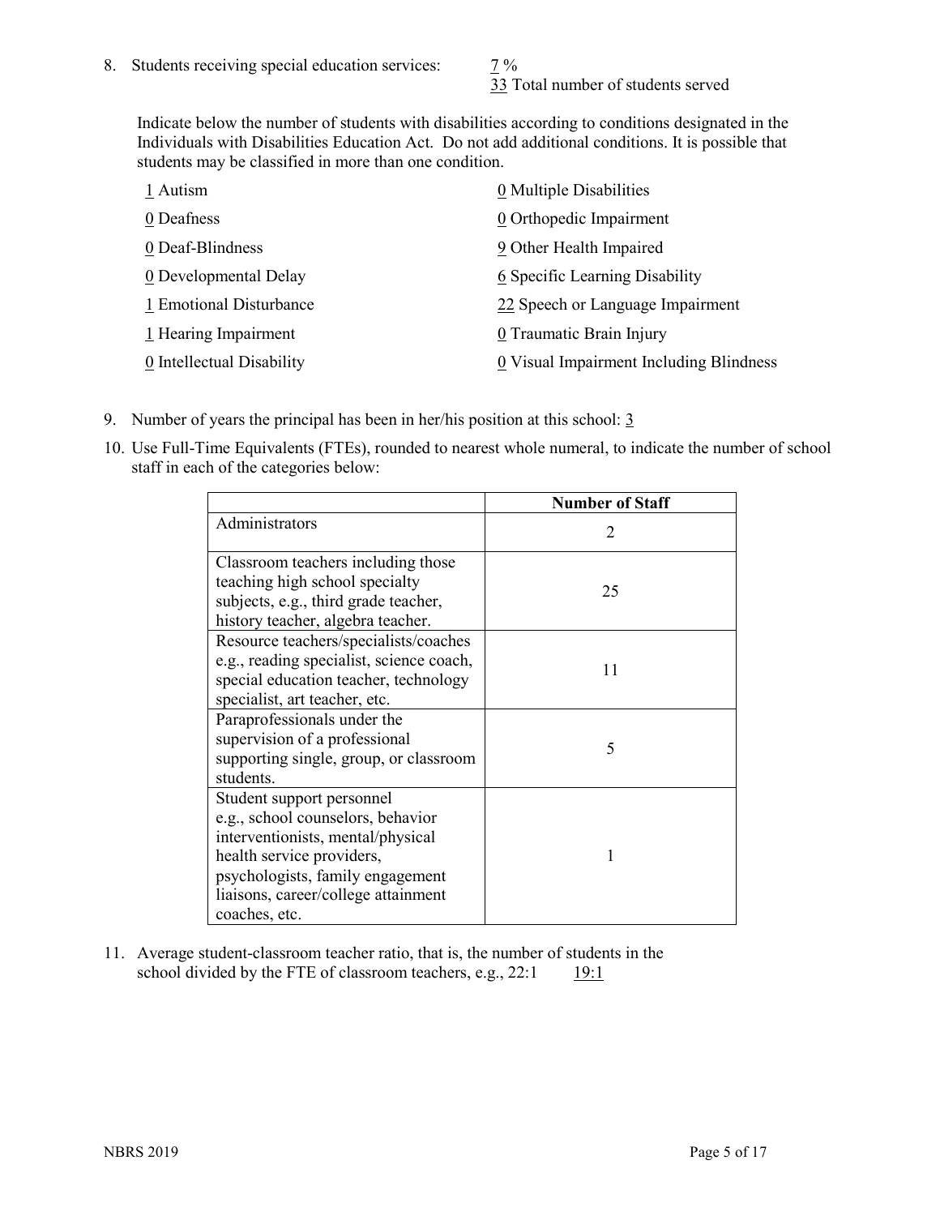8. Students receiving special education services: 7 %
   33 Total number of students served

   Indicate below the number of students with disabilities according to conditions designated in the Individuals with Disabilities Education Act. Do not add additional conditions. It is possible that students may be classified in more than one condition.

   1 Autism
   0 Deafness
   0 Deaf-Blindness
   0 Developmental Delay
   1 Emotional Disturbance
   1 Hearing Impairment
   0 Intellectual Disability
   0 Multiple Disabilities
   0 Orthopedic Impairment
   9 Other Health Impaired
   6 Specific Learning Disability
   22 Speech or Language Impairment
   0 Traumatic Brain Injury
   0 Visual Impairment Including Blindness

9. Number of years the principal has been in her/his position at this school: 3

10. Use Full-Time Equivalents (FTEs), rounded to nearest whole numeral, to indicate the number of school staff in each of the categories below:

| | Number of Staff |
|---|---|
| Administrators | 2 |
| Classroom teachers including those teaching high school specialty subjects, e.g., third grade teacher, history teacher, algebra teacher. | 25 |
| Resource teachers/specialists/coaches e.g., reading specialist, science coach, special education teacher, technology specialist, art teacher, etc. | 11 |
| Paraprofessionals under the supervision of a professional supporting single, group, or classroom students. | 5 |
| Student support personnel e.g., school counselors, behavior interventionists, mental/physical health service providers, psychologists, family engagement liaisons, career/college attainment coaches, etc. | 1 |

11. Average student-classroom teacher ratio, that is, the number of students in the school divided by the FTE of classroom teachers, e.g., 22:1 19:1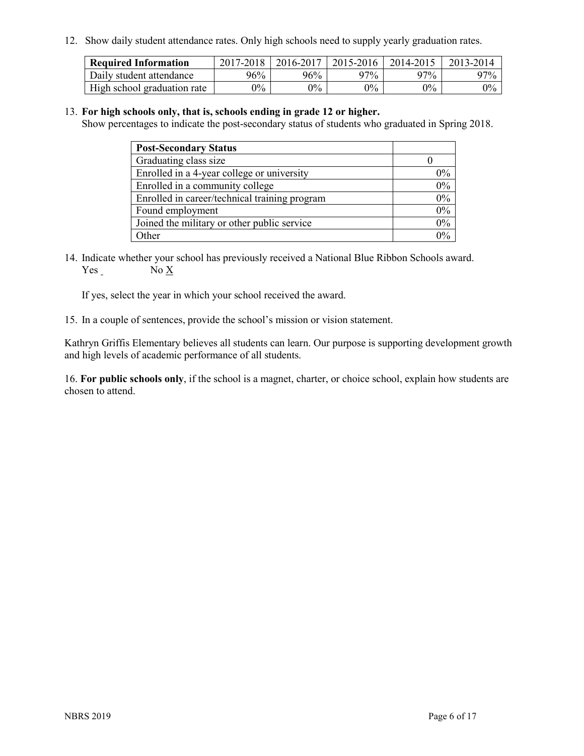12. Show daily student attendance rates. Only high schools need to supply yearly graduation rates.

| Required Information | 2017-2018 | 2016-2017 | 2015-2016 | 2014-2015 | 2013-2014 |
|---|---|---|---|---|---|
| Daily student attendance | 96% | 96% | 97% | 97% | 97% |
| High school graduation rate | 0% | 0% | 0% | 0% | 0% |

13. **For high schools only, that is, schools ending in grade 12 or higher.**
Show percentages to indicate the post-secondary status of students who graduated in Spring 2018.

| Post-Secondary Status | |
|---|---|
| Graduating class size | 0 |
| Enrolled in a 4-year college or university | 0% |
| Enrolled in a community college | 0% |
| Enrolled in career/technical training program | 0% |
| Found employment | 0% |
| Joined the military or other public service | 0% |
| Other | 0% |

14. Indicate whether your school has previously received a National Blue Ribbon Schools award.
Yes _ No X

If yes, select the year in which your school received the award.

15. In a couple of sentences, provide the school's mission or vision statement.

Kathryn Griffis Elementary believes all students can learn. Our purpose is supporting development growth and high levels of academic performance of all students.

16. **For public schools only**, if the school is a magnet, charter, or choice school, explain how students are chosen to attend.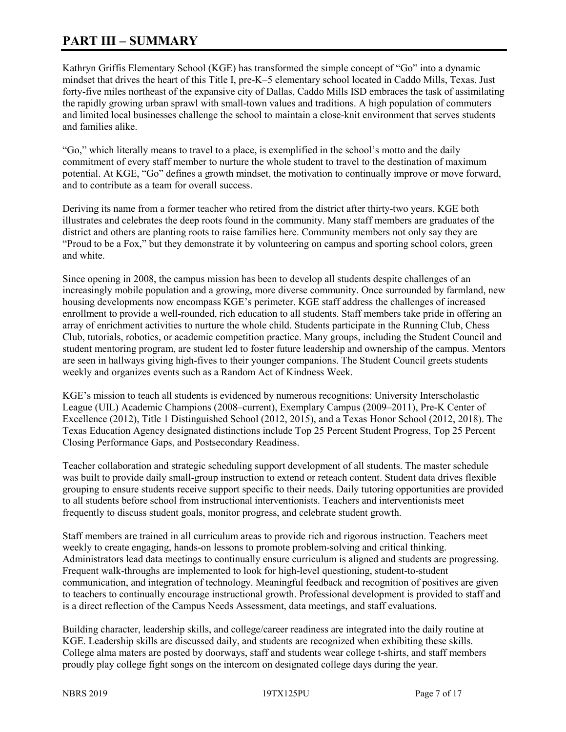# PART III – SUMMARY

Kathryn Griffis Elementary School (KGE) has transformed the simple concept of "Go" into a dynamic mindset that drives the heart of this Title I, pre-K–5 elementary school located in Caddo Mills, Texas. Just forty-five miles northeast of the expansive city of Dallas, Caddo Mills ISD embraces the task of assimilating the rapidly growing urban sprawl with small-town values and traditions. A high population of commuters and limited local businesses challenge the school to maintain a close-knit environment that serves students and families alike.

"Go," which literally means to travel to a place, is exemplified in the school's motto and the daily commitment of every staff member to nurture the whole student to travel to the destination of maximum potential. At KGE, "Go" defines a growth mindset, the motivation to continually improve or move forward, and to contribute as a team for overall success.

Deriving its name from a former teacher who retired from the district after thirty-two years, KGE both illustrates and celebrates the deep roots found in the community. Many staff members are graduates of the district and others are planting roots to raise families here. Community members not only say they are "Proud to be a Fox," but they demonstrate it by volunteering on campus and sporting school colors, green and white.

Since opening in 2008, the campus mission has been to develop all students despite challenges of an increasingly mobile population and a growing, more diverse community. Once surrounded by farmland, new housing developments now encompass KGE's perimeter. KGE staff address the challenges of increased enrollment to provide a well-rounded, rich education to all students. Staff members take pride in offering an array of enrichment activities to nurture the whole child. Students participate in the Running Club, Chess Club, tutorials, robotics, or academic competition practice. Many groups, including the Student Council and student mentoring program, are student led to foster future leadership and ownership of the campus. Mentors are seen in hallways giving high-fives to their younger companions. The Student Council greets students weekly and organizes events such as a Random Act of Kindness Week.

KGE's mission to teach all students is evidenced by numerous recognitions: University Interscholastic League (UIL) Academic Champions (2008–current), Exemplary Campus (2009–2011), Pre-K Center of Excellence (2012), Title 1 Distinguished School (2012, 2015), and a Texas Honor School (2012, 2018). The Texas Education Agency designated distinctions include Top 25 Percent Student Progress, Top 25 Percent Closing Performance Gaps, and Postsecondary Readiness.

Teacher collaboration and strategic scheduling support development of all students. The master schedule was built to provide daily small-group instruction to extend or reteach content. Student data drives flexible grouping to ensure students receive support specific to their needs. Daily tutoring opportunities are provided to all students before school from instructional interventionists. Teachers and interventionists meet frequently to discuss student goals, monitor progress, and celebrate student growth.

Staff members are trained in all curriculum areas to provide rich and rigorous instruction. Teachers meet weekly to create engaging, hands-on lessons to promote problem-solving and critical thinking. Administrators lead data meetings to continually ensure curriculum is aligned and students are progressing. Frequent walk-throughs are implemented to look for high-level questioning, student-to-student communication, and integration of technology. Meaningful feedback and recognition of positives are given to teachers to continually encourage instructional growth. Professional development is provided to staff and is a direct reflection of the Campus Needs Assessment, data meetings, and staff evaluations.

Building character, leadership skills, and college/career readiness are integrated into the daily routine at KGE. Leadership skills are discussed daily, and students are recognized when exhibiting these skills. College alma maters are posted by doorways, staff and students wear college t-shirts, and staff members proudly play college fight songs on the intercom on designated college days during the year.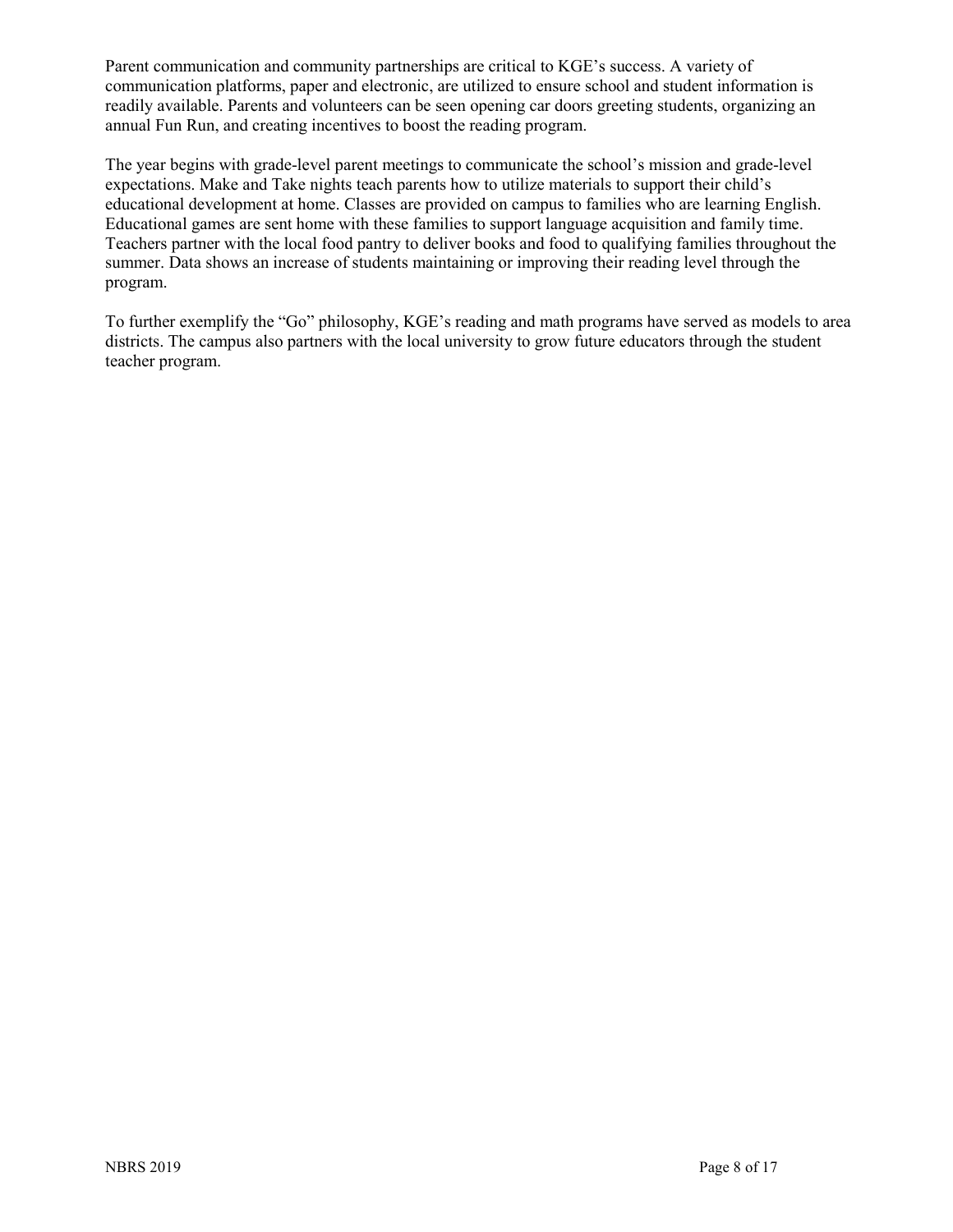Parent communication and community partnerships are critical to KGE's success. A variety of communication platforms, paper and electronic, are utilized to ensure school and student information is readily available. Parents and volunteers can be seen opening car doors greeting students, organizing an annual Fun Run, and creating incentives to boost the reading program.

The year begins with grade-level parent meetings to communicate the school's mission and grade-level expectations. Make and Take nights teach parents how to utilize materials to support their child's educational development at home. Classes are provided on campus to families who are learning English. Educational games are sent home with these families to support language acquisition and family time. Teachers partner with the local food pantry to deliver books and food to qualifying families throughout the summer. Data shows an increase of students maintaining or improving their reading level through the program.

To further exemplify the "Go" philosophy, KGE's reading and math programs have served as models to area districts. The campus also partners with the local university to grow future educators through the student teacher program.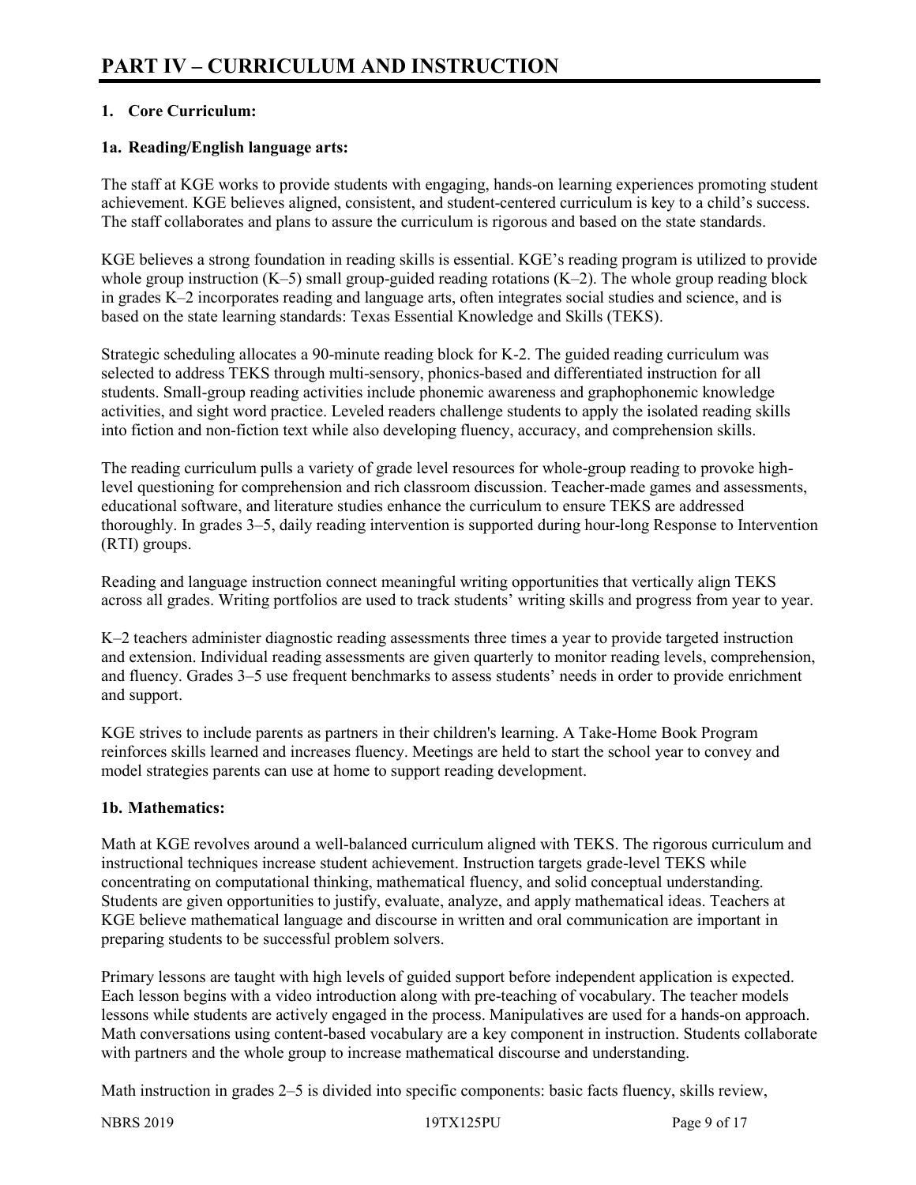# PART IV – CURRICULUM AND INSTRUCTION

## 1. Core Curriculum:

### 1a. Reading/English language arts:

The staff at KGE works to provide students with engaging, hands-on learning experiences promoting student achievement. KGE believes aligned, consistent, and student-centered curriculum is key to a child's success. The staff collaborates and plans to assure the curriculum is rigorous and based on the state standards.

KGE believes a strong foundation in reading skills is essential. KGE's reading program is utilized to provide whole group instruction (K–5) small group-guided reading rotations (K–2). The whole group reading block in grades K–2 incorporates reading and language arts, often integrates social studies and science, and is based on the state learning standards: Texas Essential Knowledge and Skills (TEKS).

Strategic scheduling allocates a 90-minute reading block for K-2. The guided reading curriculum was selected to address TEKS through multi-sensory, phonics-based and differentiated instruction for all students. Small-group reading activities include phonemic awareness and graphophonemic knowledge activities, and sight word practice. Leveled readers challenge students to apply the isolated reading skills into fiction and non-fiction text while also developing fluency, accuracy, and comprehension skills.

The reading curriculum pulls a variety of grade level resources for whole-group reading to provoke high-level questioning for comprehension and rich classroom discussion. Teacher-made games and assessments, educational software, and literature studies enhance the curriculum to ensure TEKS are addressed thoroughly. In grades 3–5, daily reading intervention is supported during hour-long Response to Intervention (RTI) groups.

Reading and language instruction connect meaningful writing opportunities that vertically align TEKS across all grades. Writing portfolios are used to track students' writing skills and progress from year to year.

K–2 teachers administer diagnostic reading assessments three times a year to provide targeted instruction and extension. Individual reading assessments are given quarterly to monitor reading levels, comprehension, and fluency. Grades 3–5 use frequent benchmarks to assess students' needs in order to provide enrichment and support.

KGE strives to include parents as partners in their children's learning. A Take-Home Book Program reinforces skills learned and increases fluency. Meetings are held to start the school year to convey and model strategies parents can use at home to support reading development.

### 1b. Mathematics:

Math at KGE revolves around a well-balanced curriculum aligned with TEKS. The rigorous curriculum and instructional techniques increase student achievement. Instruction targets grade-level TEKS while concentrating on computational thinking, mathematical fluency, and solid conceptual understanding. Students are given opportunities to justify, evaluate, analyze, and apply mathematical ideas. Teachers at KGE believe mathematical language and discourse in written and oral communication are important in preparing students to be successful problem solvers.

Primary lessons are taught with high levels of guided support before independent application is expected. Each lesson begins with a video introduction along with pre-teaching of vocabulary. The teacher models lessons while students are actively engaged in the process. Manipulatives are used for a hands-on approach. Math conversations using content-based vocabulary are a key component in instruction. Students collaborate with partners and the whole group to increase mathematical discourse and understanding.

Math instruction in grades 2–5 is divided into specific components: basic facts fluency, skills review,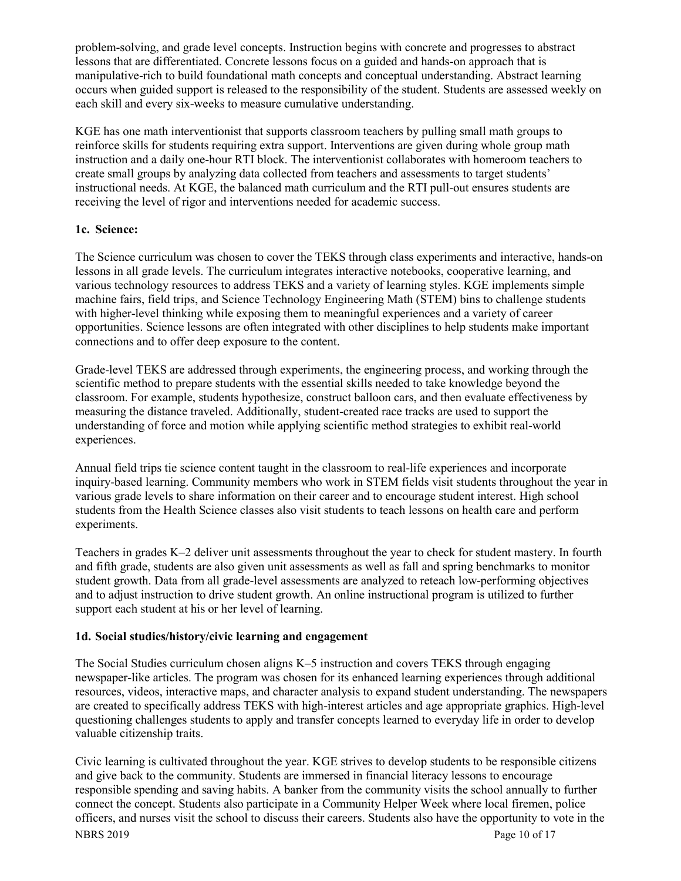problem-solving, and grade level concepts. Instruction begins with concrete and progresses to abstract lessons that are differentiated. Concrete lessons focus on a guided and hands-on approach that is manipulative-rich to build foundational math concepts and conceptual understanding. Abstract learning occurs when guided support is released to the responsibility of the student. Students are assessed weekly on each skill and every six-weeks to measure cumulative understanding.

KGE has one math interventionist that supports classroom teachers by pulling small math groups to reinforce skills for students requiring extra support. Interventions are given during whole group math instruction and a daily one-hour RTI block. The interventionist collaborates with homeroom teachers to create small groups by analyzing data collected from teachers and assessments to target students' instructional needs. At KGE, the balanced math curriculum and the RTI pull-out ensures students are receiving the level of rigor and interventions needed for academic success.

### 1c. Science:

The Science curriculum was chosen to cover the TEKS through class experiments and interactive, hands-on lessons in all grade levels. The curriculum integrates interactive notebooks, cooperative learning, and various technology resources to address TEKS and a variety of learning styles. KGE implements simple machine fairs, field trips, and Science Technology Engineering Math (STEM) bins to challenge students with higher-level thinking while exposing them to meaningful experiences and a variety of career opportunities. Science lessons are often integrated with other disciplines to help students make important connections and to offer deep exposure to the content.

Grade-level TEKS are addressed through experiments, the engineering process, and working through the scientific method to prepare students with the essential skills needed to take knowledge beyond the classroom. For example, students hypothesize, construct balloon cars, and then evaluate effectiveness by measuring the distance traveled. Additionally, student-created race tracks are used to support the understanding of force and motion while applying scientific method strategies to exhibit real-world experiences.

Annual field trips tie science content taught in the classroom to real-life experiences and incorporate inquiry-based learning. Community members who work in STEM fields visit students throughout the year in various grade levels to share information on their career and to encourage student interest. High school students from the Health Science classes also visit students to teach lessons on health care and perform experiments.

Teachers in grades K–2 deliver unit assessments throughout the year to check for student mastery. In fourth and fifth grade, students are also given unit assessments as well as fall and spring benchmarks to monitor student growth. Data from all grade-level assessments are analyzed to reteach low-performing objectives and to adjust instruction to drive student growth. An online instructional program is utilized to further support each student at his or her level of learning.

### 1d. Social studies/history/civic learning and engagement

The Social Studies curriculum chosen aligns K–5 instruction and covers TEKS through engaging newspaper-like articles. The program was chosen for its enhanced learning experiences through additional resources, videos, interactive maps, and character analysis to expand student understanding. The newspapers are created to specifically address TEKS with high-interest articles and age appropriate graphics. High-level questioning challenges students to apply and transfer concepts learned to everyday life in order to develop valuable citizenship traits.

Civic learning is cultivated throughout the year. KGE strives to develop students to be responsible citizens and give back to the community. Students are immersed in financial literacy lessons to encourage responsible spending and saving habits. A banker from the community visits the school annually to further connect the concept. Students also participate in a Community Helper Week where local firemen, police officers, and nurses visit the school to discuss their careers. Students also have the opportunity to vote in the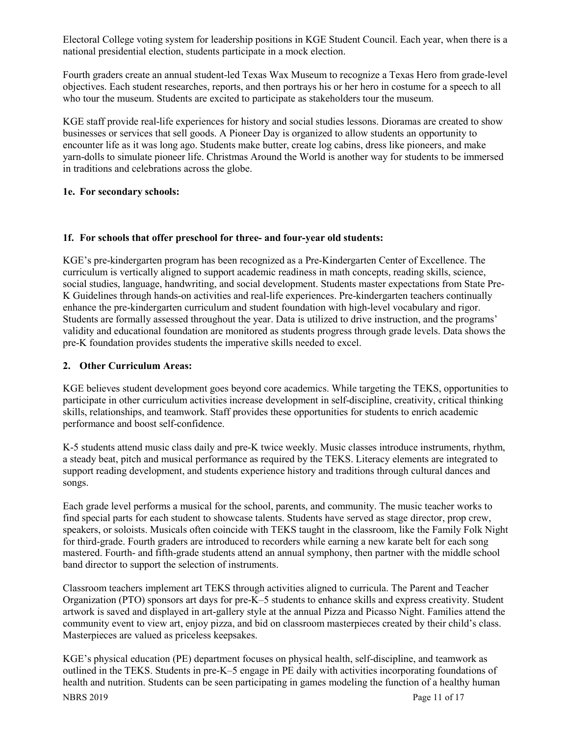Electoral College voting system for leadership positions in KGE Student Council. Each year, when there is a national presidential election, students participate in a mock election.

Fourth graders create an annual student-led Texas Wax Museum to recognize a Texas Hero from grade-level objectives. Each student researches, reports, and then portrays his or her hero in costume for a speech to all who tour the museum. Students are excited to participate as stakeholders tour the museum.

KGE staff provide real-life experiences for history and social studies lessons. Dioramas are created to show businesses or services that sell goods. A Pioneer Day is organized to allow students an opportunity to encounter life as it was long ago. Students make butter, create log cabins, dress like pioneers, and make yarn-dolls to simulate pioneer life. Christmas Around the World is another way for students to be immersed in traditions and celebrations across the globe.

**1e. For secondary schools:**

**1f. For schools that offer preschool for three- and four-year old students:**

KGE's pre-kindergarten program has been recognized as a Pre-Kindergarten Center of Excellence. The curriculum is vertically aligned to support academic readiness in math concepts, reading skills, science, social studies, language, handwriting, and social development. Students master expectations from State Pre-K Guidelines through hands-on activities and real-life experiences. Pre-kindergarten teachers continually enhance the pre-kindergarten curriculum and student foundation with high-level vocabulary and rigor. Students are formally assessed throughout the year. Data is utilized to drive instruction, and the programs' validity and educational foundation are monitored as students progress through grade levels. Data shows the pre-K foundation provides students the imperative skills needed to excel.

**2. Other Curriculum Areas:**

KGE believes student development goes beyond core academics. While targeting the TEKS, opportunities to participate in other curriculum activities increase development in self-discipline, creativity, critical thinking skills, relationships, and teamwork. Staff provides these opportunities for students to enrich academic performance and boost self-confidence.

K-5 students attend music class daily and pre-K twice weekly. Music classes introduce instruments, rhythm, a steady beat, pitch and musical performance as required by the TEKS. Literacy elements are integrated to support reading development, and students experience history and traditions through cultural dances and songs.

Each grade level performs a musical for the school, parents, and community. The music teacher works to find special parts for each student to showcase talents. Students have served as stage director, prop crew, speakers, or soloists. Musicals often coincide with TEKS taught in the classroom, like the Family Folk Night for third-grade. Fourth graders are introduced to recorders while earning a new karate belt for each song mastered. Fourth- and fifth-grade students attend an annual symphony, then partner with the middle school band director to support the selection of instruments.

Classroom teachers implement art TEKS through activities aligned to curricula. The Parent and Teacher Organization (PTO) sponsors art days for pre-K–5 students to enhance skills and express creativity. Student artwork is saved and displayed in art-gallery style at the annual Pizza and Picasso Night. Families attend the community event to view art, enjoy pizza, and bid on classroom masterpieces created by their child's class. Masterpieces are valued as priceless keepsakes.

KGE's physical education (PE) department focuses on physical health, self-discipline, and teamwork as outlined in the TEKS. Students in pre-K–5 engage in PE daily with activities incorporating foundations of health and nutrition. Students can be seen participating in games modeling the function of a healthy human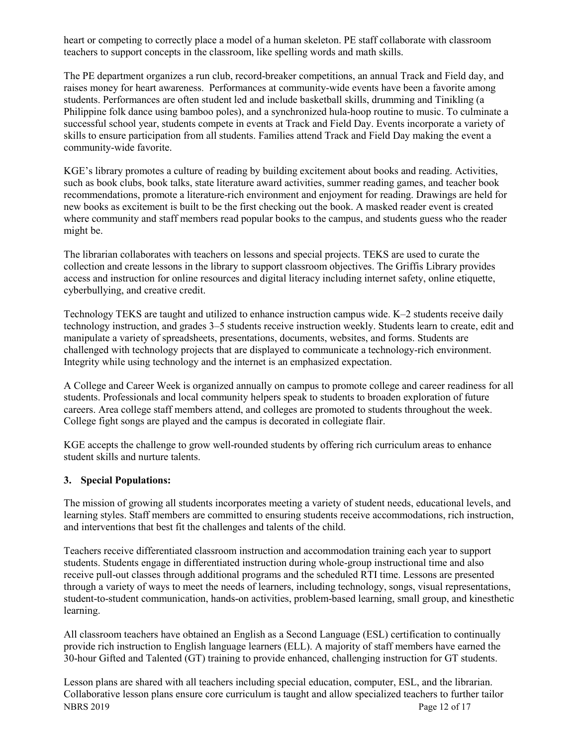heart or competing to correctly place a model of a human skeleton. PE staff collaborate with classroom teachers to support concepts in the classroom, like spelling words and math skills.

The PE department organizes a run club, record-breaker competitions, an annual Track and Field day, and raises money for heart awareness. Performances at community-wide events have been a favorite among students. Performances are often student led and include basketball skills, drumming and Tinikling (a Philippine folk dance using bamboo poles), and a synchronized hula-hoop routine to music. To culminate a successful school year, students compete in events at Track and Field Day. Events incorporate a variety of skills to ensure participation from all students. Families attend Track and Field Day making the event a community-wide favorite.

KGE's library promotes a culture of reading by building excitement about books and reading. Activities, such as book clubs, book talks, state literature award activities, summer reading games, and teacher book recommendations, promote a literature-rich environment and enjoyment for reading. Drawings are held for new books as excitement is built to be the first checking out the book. A masked reader event is created where community and staff members read popular books to the campus, and students guess who the reader might be.

The librarian collaborates with teachers on lessons and special projects. TEKS are used to curate the collection and create lessons in the library to support classroom objectives. The Griffis Library provides access and instruction for online resources and digital literacy including internet safety, online etiquette, cyberbullying, and creative credit.

Technology TEKS are taught and utilized to enhance instruction campus wide. K–2 students receive daily technology instruction, and grades 3–5 students receive instruction weekly. Students learn to create, edit and manipulate a variety of spreadsheets, presentations, documents, websites, and forms. Students are challenged with technology projects that are displayed to communicate a technology-rich environment. Integrity while using technology and the internet is an emphasized expectation.

A College and Career Week is organized annually on campus to promote college and career readiness for all students. Professionals and local community helpers speak to students to broaden exploration of future careers. Area college staff members attend, and colleges are promoted to students throughout the week. College fight songs are played and the campus is decorated in collegiate flair.

KGE accepts the challenge to grow well-rounded students by offering rich curriculum areas to enhance student skills and nurture talents.

### 3. Special Populations:

The mission of growing all students incorporates meeting a variety of student needs, educational levels, and learning styles. Staff members are committed to ensuring students receive accommodations, rich instruction, and interventions that best fit the challenges and talents of the child.

Teachers receive differentiated classroom instruction and accommodation training each year to support students. Students engage in differentiated instruction during whole-group instructional time and also receive pull-out classes through additional programs and the scheduled RTI time. Lessons are presented through a variety of ways to meet the needs of learners, including technology, songs, visual representations, student-to-student communication, hands-on activities, problem-based learning, small group, and kinesthetic learning.

All classroom teachers have obtained an English as a Second Language (ESL) certification to continually provide rich instruction to English language learners (ELL). A majority of staff members have earned the 30-hour Gifted and Talented (GT) training to provide enhanced, challenging instruction for GT students.

Lesson plans are shared with all teachers including special education, computer, ESL, and the librarian. Collaborative lesson plans ensure core curriculum is taught and allow specialized teachers to further tailor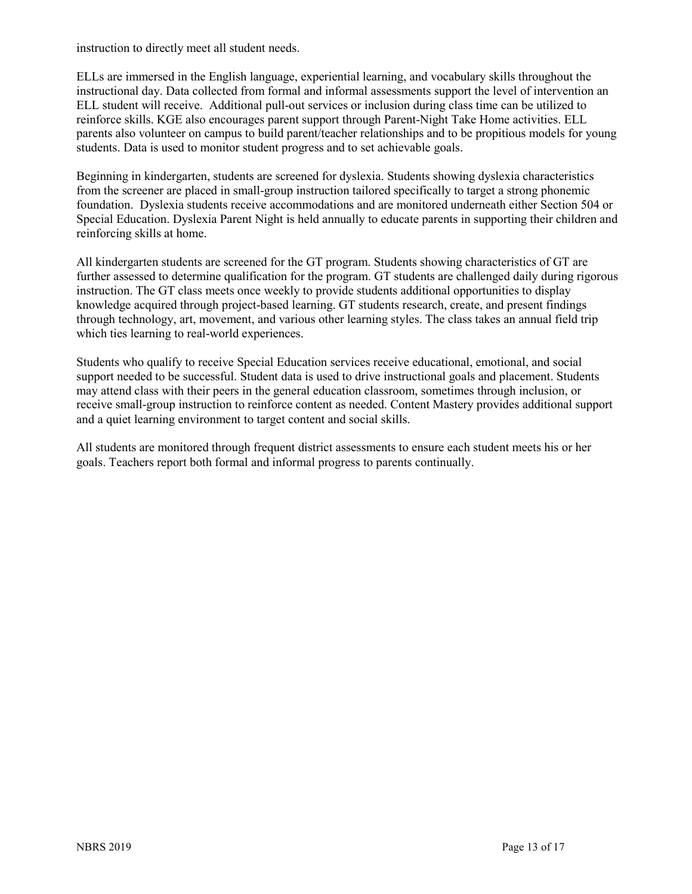instruction to directly meet all student needs.

ELLs are immersed in the English language, experiential learning, and vocabulary skills throughout the instructional day. Data collected from formal and informal assessments support the level of intervention an ELL student will receive. Additional pull-out services or inclusion during class time can be utilized to reinforce skills. KGE also encourages parent support through Parent-Night Take Home activities. ELL parents also volunteer on campus to build parent/teacher relationships and to be propitious models for young students. Data is used to monitor student progress and to set achievable goals.

Beginning in kindergarten, students are screened for dyslexia. Students showing dyslexia characteristics from the screener are placed in small-group instruction tailored specifically to target a strong phonemic foundation. Dyslexia students receive accommodations and are monitored underneath either Section 504 or Special Education. Dyslexia Parent Night is held annually to educate parents in supporting their children and reinforcing skills at home.

All kindergarten students are screened for the GT program. Students showing characteristics of GT are further assessed to determine qualification for the program. GT students are challenged daily during rigorous instruction. The GT class meets once weekly to provide students additional opportunities to display knowledge acquired through project-based learning. GT students research, create, and present findings through technology, art, movement, and various other learning styles. The class takes an annual field trip which ties learning to real-world experiences.

Students who qualify to receive Special Education services receive educational, emotional, and social support needed to be successful. Student data is used to drive instructional goals and placement. Students may attend class with their peers in the general education classroom, sometimes through inclusion, or receive small-group instruction to reinforce content as needed. Content Mastery provides additional support and a quiet learning environment to target content and social skills.

All students are monitored through frequent district assessments to ensure each student meets his or her goals. Teachers report both formal and informal progress to parents continually.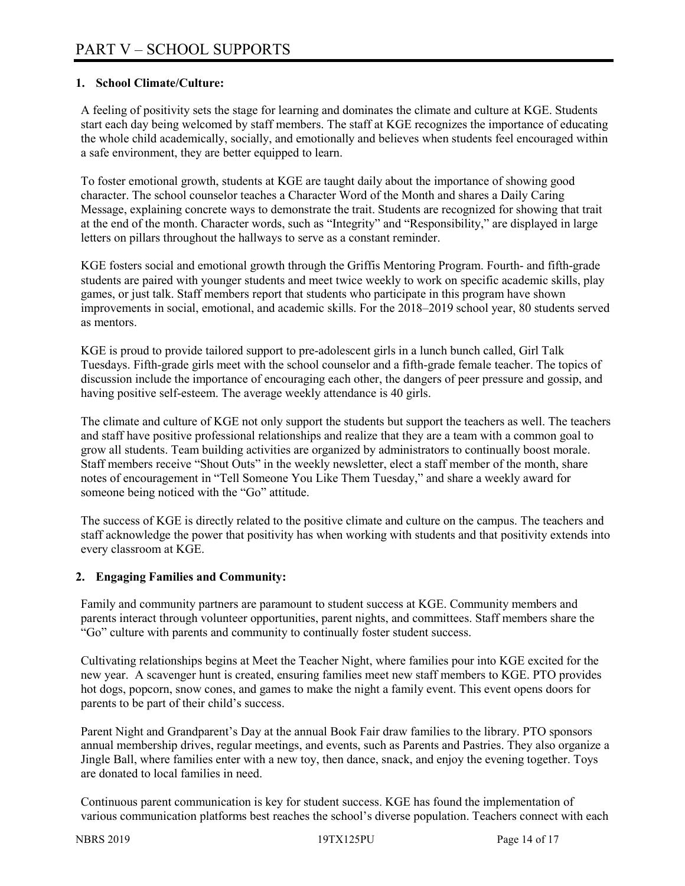# PART V – SCHOOL SUPPORTS

## 1. School Climate/Culture:

A feeling of positivity sets the stage for learning and dominates the climate and culture at KGE. Students start each day being welcomed by staff members. The staff at KGE recognizes the importance of educating the whole child academically, socially, and emotionally and believes when students feel encouraged within a safe environment, they are better equipped to learn.

To foster emotional growth, students at KGE are taught daily about the importance of showing good character. The school counselor teaches a Character Word of the Month and shares a Daily Caring Message, explaining concrete ways to demonstrate the trait. Students are recognized for showing that trait at the end of the month. Character words, such as "Integrity" and "Responsibility," are displayed in large letters on pillars throughout the hallways to serve as a constant reminder.

KGE fosters social and emotional growth through the Griffis Mentoring Program. Fourth- and fifth-grade students are paired with younger students and meet twice weekly to work on specific academic skills, play games, or just talk. Staff members report that students who participate in this program have shown improvements in social, emotional, and academic skills. For the 2018–2019 school year, 80 students served as mentors.

KGE is proud to provide tailored support to pre-adolescent girls in a lunch bunch called, Girl Talk Tuesdays. Fifth-grade girls meet with the school counselor and a fifth-grade female teacher. The topics of discussion include the importance of encouraging each other, the dangers of peer pressure and gossip, and having positive self-esteem. The average weekly attendance is 40 girls.

The climate and culture of KGE not only support the students but support the teachers as well. The teachers and staff have positive professional relationships and realize that they are a team with a common goal to grow all students. Team building activities are organized by administrators to continually boost morale. Staff members receive "Shout Outs" in the weekly newsletter, elect a staff member of the month, share notes of encouragement in "Tell Someone You Like Them Tuesday," and share a weekly award for someone being noticed with the "Go" attitude.

The success of KGE is directly related to the positive climate and culture on the campus. The teachers and staff acknowledge the power that positivity has when working with students and that positivity extends into every classroom at KGE.

## 2. Engaging Families and Community:

Family and community partners are paramount to student success at KGE. Community members and parents interact through volunteer opportunities, parent nights, and committees. Staff members share the "Go" culture with parents and community to continually foster student success.

Cultivating relationships begins at Meet the Teacher Night, where families pour into KGE excited for the new year. A scavenger hunt is created, ensuring families meet new staff members to KGE. PTO provides hot dogs, popcorn, snow cones, and games to make the night a family event. This event opens doors for parents to be part of their child's success.

Parent Night and Grandparent's Day at the annual Book Fair draw families to the library. PTO sponsors annual membership drives, regular meetings, and events, such as Parents and Pastries. They also organize a Jingle Ball, where families enter with a new toy, then dance, snack, and enjoy the evening together. Toys are donated to local families in need.

Continuous parent communication is key for student success. KGE has found the implementation of various communication platforms best reaches the school's diverse population. Teachers connect with each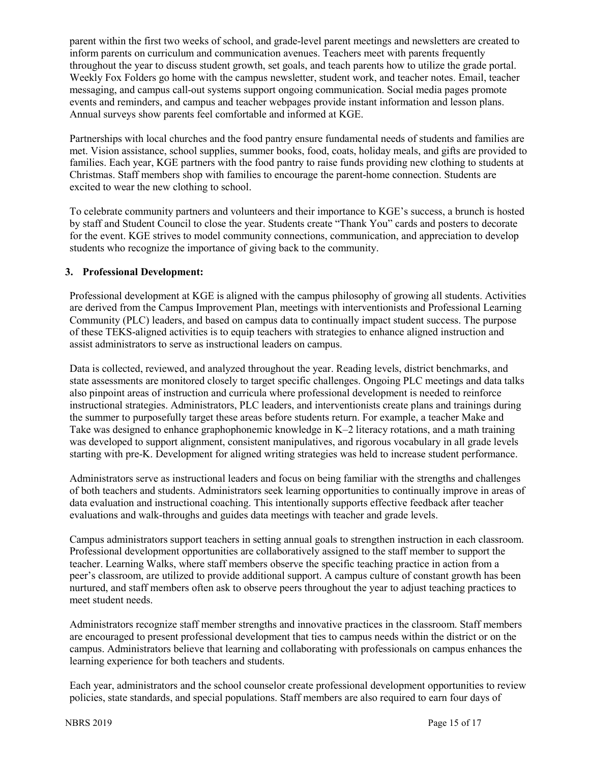parent within the first two weeks of school, and grade-level parent meetings and newsletters are created to inform parents on curriculum and communication avenues. Teachers meet with parents frequently throughout the year to discuss student growth, set goals, and teach parents how to utilize the grade portal. Weekly Fox Folders go home with the campus newsletter, student work, and teacher notes. Email, teacher messaging, and campus call-out systems support ongoing communication. Social media pages promote events and reminders, and campus and teacher webpages provide instant information and lesson plans. Annual surveys show parents feel comfortable and informed at KGE.

Partnerships with local churches and the food pantry ensure fundamental needs of students and families are met. Vision assistance, school supplies, summer books, food, coats, holiday meals, and gifts are provided to families. Each year, KGE partners with the food pantry to raise funds providing new clothing to students at Christmas. Staff members shop with families to encourage the parent-home connection. Students are excited to wear the new clothing to school.

To celebrate community partners and volunteers and their importance to KGE's success, a brunch is hosted by staff and Student Council to close the year. Students create "Thank You" cards and posters to decorate for the event. KGE strives to model community connections, communication, and appreciation to develop students who recognize the importance of giving back to the community.

### 3. Professional Development:

Professional development at KGE is aligned with the campus philosophy of growing all students. Activities are derived from the Campus Improvement Plan, meetings with interventionists and Professional Learning Community (PLC) leaders, and based on campus data to continually impact student success. The purpose of these TEKS-aligned activities is to equip teachers with strategies to enhance aligned instruction and assist administrators to serve as instructional leaders on campus.

Data is collected, reviewed, and analyzed throughout the year. Reading levels, district benchmarks, and state assessments are monitored closely to target specific challenges. Ongoing PLC meetings and data talks also pinpoint areas of instruction and curricula where professional development is needed to reinforce instructional strategies. Administrators, PLC leaders, and interventionists create plans and trainings during the summer to purposefully target these areas before students return. For example, a teacher Make and Take was designed to enhance graphophonemic knowledge in K–2 literacy rotations, and a math training was developed to support alignment, consistent manipulatives, and rigorous vocabulary in all grade levels starting with pre-K. Development for aligned writing strategies was held to increase student performance.

Administrators serve as instructional leaders and focus on being familiar with the strengths and challenges of both teachers and students. Administrators seek learning opportunities to continually improve in areas of data evaluation and instructional coaching. This intentionally supports effective feedback after teacher evaluations and walk-throughs and guides data meetings with teacher and grade levels.

Campus administrators support teachers in setting annual goals to strengthen instruction in each classroom. Professional development opportunities are collaboratively assigned to the staff member to support the teacher. Learning Walks, where staff members observe the specific teaching practice in action from a peer's classroom, are utilized to provide additional support. A campus culture of constant growth has been nurtured, and staff members often ask to observe peers throughout the year to adjust teaching practices to meet student needs.

Administrators recognize staff member strengths and innovative practices in the classroom. Staff members are encouraged to present professional development that ties to campus needs within the district or on the campus. Administrators believe that learning and collaborating with professionals on campus enhances the learning experience for both teachers and students.

Each year, administrators and the school counselor create professional development opportunities to review policies, state standards, and special populations. Staff members are also required to earn four days of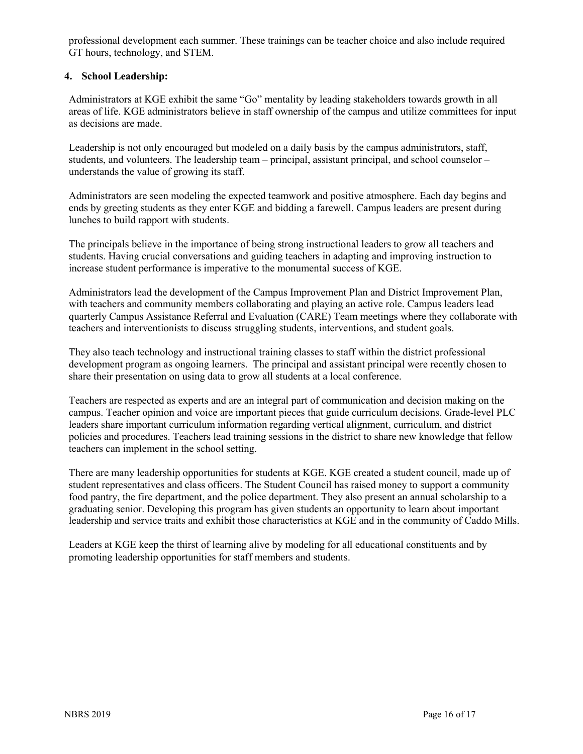professional development each summer. These trainings can be teacher choice and also include required GT hours, technology, and STEM.

**4. School Leadership:**

Administrators at KGE exhibit the same "Go" mentality by leading stakeholders towards growth in all areas of life. KGE administrators believe in staff ownership of the campus and utilize committees for input as decisions are made.

Leadership is not only encouraged but modeled on a daily basis by the campus administrators, staff, students, and volunteers. The leadership team – principal, assistant principal, and school counselor – understands the value of growing its staff.

Administrators are seen modeling the expected teamwork and positive atmosphere. Each day begins and ends by greeting students as they enter KGE and bidding a farewell. Campus leaders are present during lunches to build rapport with students.

The principals believe in the importance of being strong instructional leaders to grow all teachers and students. Having crucial conversations and guiding teachers in adapting and improving instruction to increase student performance is imperative to the monumental success of KGE.

Administrators lead the development of the Campus Improvement Plan and District Improvement Plan, with teachers and community members collaborating and playing an active role. Campus leaders lead quarterly Campus Assistance Referral and Evaluation (CARE) Team meetings where they collaborate with teachers and interventionists to discuss struggling students, interventions, and student goals.

They also teach technology and instructional training classes to staff within the district professional development program as ongoing learners. The principal and assistant principal were recently chosen to share their presentation on using data to grow all students at a local conference.

Teachers are respected as experts and are an integral part of communication and decision making on the campus. Teacher opinion and voice are important pieces that guide curriculum decisions. Grade-level PLC leaders share important curriculum information regarding vertical alignment, curriculum, and district policies and procedures. Teachers lead training sessions in the district to share new knowledge that fellow teachers can implement in the school setting.

There are many leadership opportunities for students at KGE. KGE created a student council, made up of student representatives and class officers. The Student Council has raised money to support a community food pantry, the fire department, and the police department. They also present an annual scholarship to a graduating senior. Developing this program has given students an opportunity to learn about important leadership and service traits and exhibit those characteristics at KGE and in the community of Caddo Mills.

Leaders at KGE keep the thirst of learning alive by modeling for all educational constituents and by promoting leadership opportunities for staff members and students.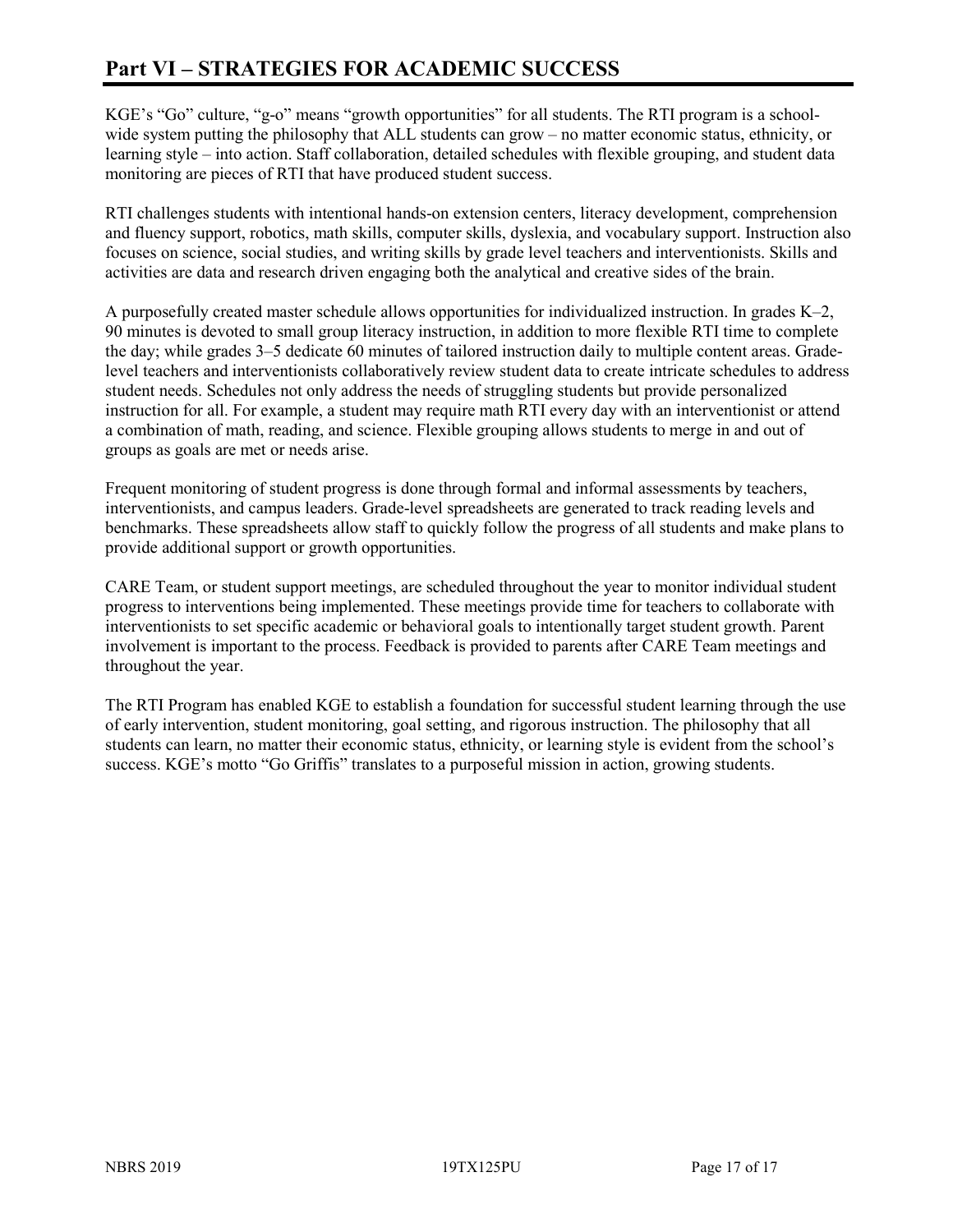# Part VI – STRATEGIES FOR ACADEMIC SUCCESS

KGE's "Go" culture, "g-o" means "growth opportunities" for all students. The RTI program is a school-wide system putting the philosophy that ALL students can grow – no matter economic status, ethnicity, or learning style – into action. Staff collaboration, detailed schedules with flexible grouping, and student data monitoring are pieces of RTI that have produced student success.

RTI challenges students with intentional hands-on extension centers, literacy development, comprehension and fluency support, robotics, math skills, computer skills, dyslexia, and vocabulary support. Instruction also focuses on science, social studies, and writing skills by grade level teachers and interventionists. Skills and activities are data and research driven engaging both the analytical and creative sides of the brain.

A purposefully created master schedule allows opportunities for individualized instruction. In grades K–2, 90 minutes is devoted to small group literacy instruction, in addition to more flexible RTI time to complete the day; while grades 3–5 dedicate 60 minutes of tailored instruction daily to multiple content areas. Grade-level teachers and interventionists collaboratively review student data to create intricate schedules to address student needs. Schedules not only address the needs of struggling students but provide personalized instruction for all. For example, a student may require math RTI every day with an interventionist or attend a combination of math, reading, and science. Flexible grouping allows students to merge in and out of groups as goals are met or needs arise.

Frequent monitoring of student progress is done through formal and informal assessments by teachers, interventionists, and campus leaders. Grade-level spreadsheets are generated to track reading levels and benchmarks. These spreadsheets allow staff to quickly follow the progress of all students and make plans to provide additional support or growth opportunities.

CARE Team, or student support meetings, are scheduled throughout the year to monitor individual student progress to interventions being implemented. These meetings provide time for teachers to collaborate with interventionists to set specific academic or behavioral goals to intentionally target student growth. Parent involvement is important to the process. Feedback is provided to parents after CARE Team meetings and throughout the year.

The RTI Program has enabled KGE to establish a foundation for successful student learning through the use of early intervention, student monitoring, goal setting, and rigorous instruction. The philosophy that all students can learn, no matter their economic status, ethnicity, or learning style is evident from the school's success. KGE's motto "Go Griffis" translates to a purposeful mission in action, growing students.